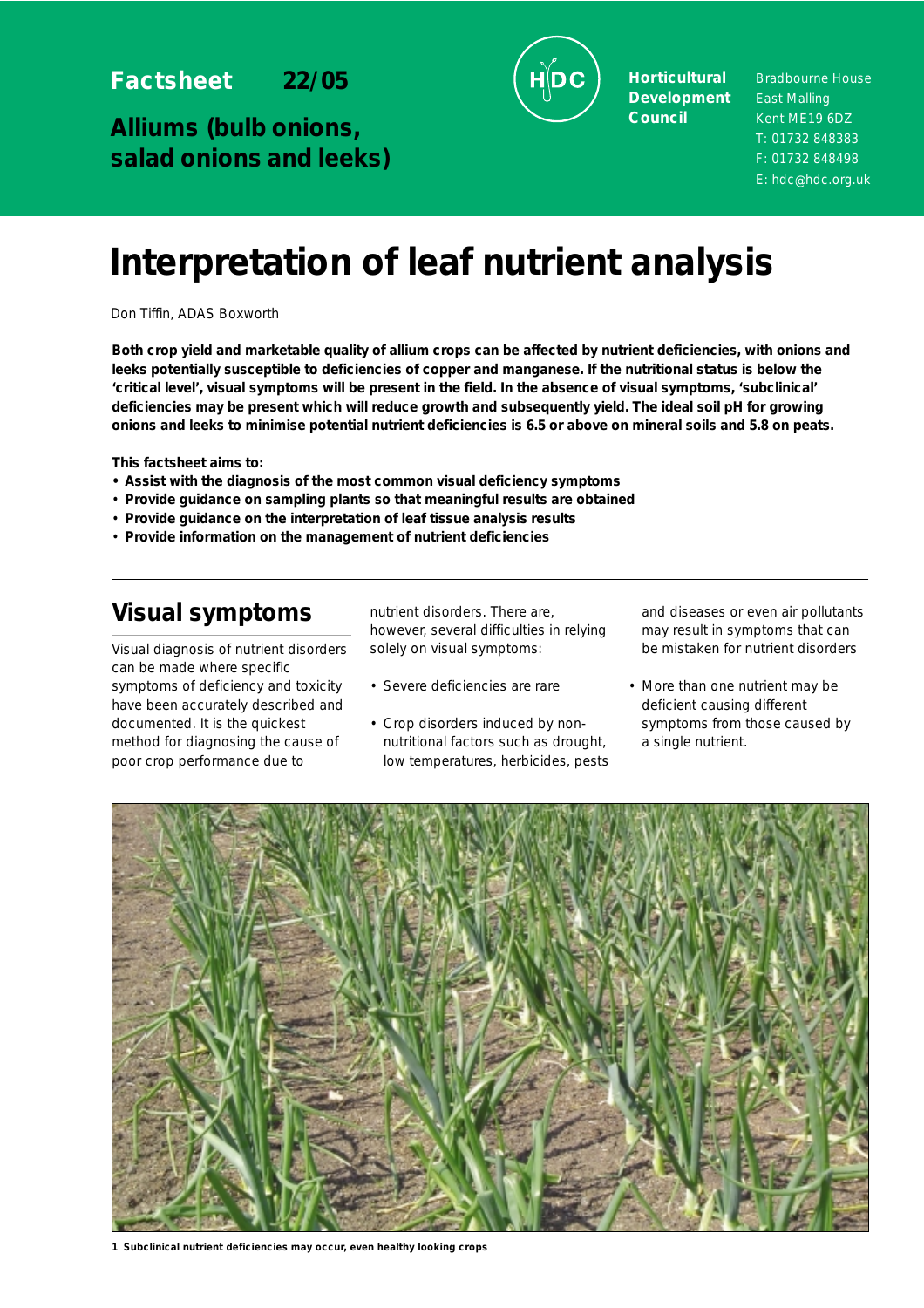Factsheet 22/05

**Alliums (bulb onions, salad onions and leeks)**

**Horticultural Development Council**

Bradbourne House
East Malling
Kent ME19 6DZ
T: 01732 848383
F: 01732 848498
E: hdc@hdc.org.uk

# Interpretation of leaf nutrient analysis

Don Tiffin, ADAS Boxworth

**Both crop yield and marketable quality of allium crops can be affected by nutrient deficiencies, with onions and leeks potentially susceptible to deficiencies of copper and manganese. If the nutritional status is below the 'critical level', visual symptoms will be present in the field. In the absence of visual symptoms, 'subclinical' deficiencies may be present which will reduce growth and subsequently yield. The ideal soil pH for growing onions and leeks to minimise potential nutrient deficiencies is 6.5 or above on mineral soils and 5.8 on peats.**

**This factsheet aims to:**

- **Assist with the diagnosis of the most common visual deficiency symptoms**
- **Provide guidance on sampling plants so that meaningful results are obtained**
- **Provide guidance on the interpretation of leaf tissue analysis results**
- **Provide information on the management of nutrient deficiencies**

## Visual symptoms

Visual diagnosis of nutrient disorders can be made where specific symptoms of deficiency and toxicity have been accurately described and documented. It is the quickest method for diagnosing the cause of poor crop performance due to nutrient disorders. There are, however, several difficulties in relying solely on visual symptoms:

- Severe deficiencies are rare
- Crop disorders induced by non-nutritional factors such as drought, low temperatures, herbicides, pests and diseases or even air pollutants may result in symptoms that can be mistaken for nutrient disorders
- More than one nutrient may be deficient causing different symptoms from those caused by a single nutrient.

1 Subclinical nutrient deficiencies may occur, even healthy looking crops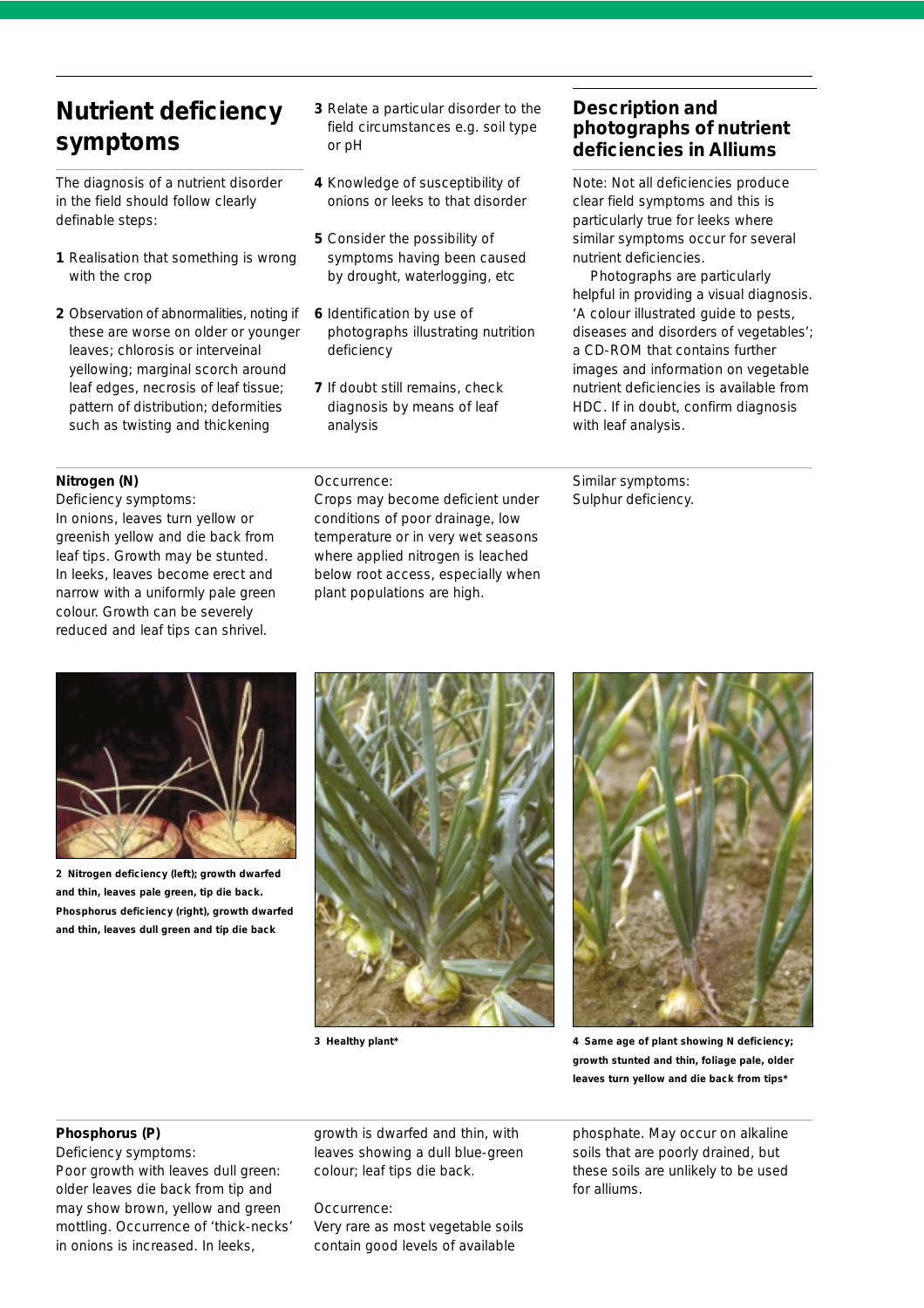## Nutrient deficiency symptoms

The diagnosis of a nutrient disorder in the field should follow clearly definable steps:

1. Realisation that something is wrong with the crop
2. Observation of abnormalities, noting if these are worse on older or younger leaves; chlorosis or interveinal yellowing; marginal scorch around leaf edges, necrosis of leaf tissue; pattern of distribution; deformities such as twisting and thickening
3. Relate a particular disorder to the field circumstances e.g. soil type or pH
4. Knowledge of susceptibility of onions or leeks to that disorder
5. Consider the possibility of symptoms having been caused by drought, waterlogging, etc
6. Identification by use of photographs illustrating nutrition deficiency
7. If doubt still remains, check diagnosis by means of leaf analysis

## Description and photographs of nutrient deficiencies in Alliums

Note: Not all deficiencies produce clear field symptoms and this is particularly true for leeks where similar symptoms occur for several nutrient deficiencies.

Photographs are particularly helpful in providing a visual diagnosis. 'A colour illustrated guide to pests, diseases and disorders of vegetables'; a CD-ROM that contains further images and information on vegetable nutrient deficiencies is available from HDC. If in doubt, confirm diagnosis with leaf analysis.

**Nitrogen (N)**

Deficiency symptoms:
In onions, leaves turn yellow or greenish yellow and die back from leaf tips. Growth may be stunted. In leeks, leaves become erect and narrow with a uniformly pale green colour. Growth can be severely reduced and leaf tips can shrivel.

Occurrence:
Crops may become deficient under conditions of poor drainage, low temperature or in very wet seasons where applied nitrogen is leached below root access, especially when plant populations are high.

Similar symptoms:
Sulphur deficiency.

**2 Nitrogen deficiency (left); growth dwarfed and thin, leaves pale green, tip die back. Phosphorus deficiency (right), growth dwarfed and thin, leaves dull green and tip die back**

**3 Healthy plant***

**4 Same age of plant showing N deficiency; growth stunted and thin, foliage pale, older leaves turn yellow and die back from tips***

**Phosphorus (P)**

Deficiency symptoms:
Poor growth with leaves dull green: older leaves die back from tip and may show brown, yellow and green mottling. Occurrence of 'thick-necks' in onions is increased. In leeks, growth is dwarfed and thin, with leaves showing a dull blue-green colour; leaf tips die back.

Occurrence:
Very rare as most vegetable soils contain good levels of available phosphate. May occur on alkaline soils that are poorly drained, but these soils are unlikely to be used for alliums.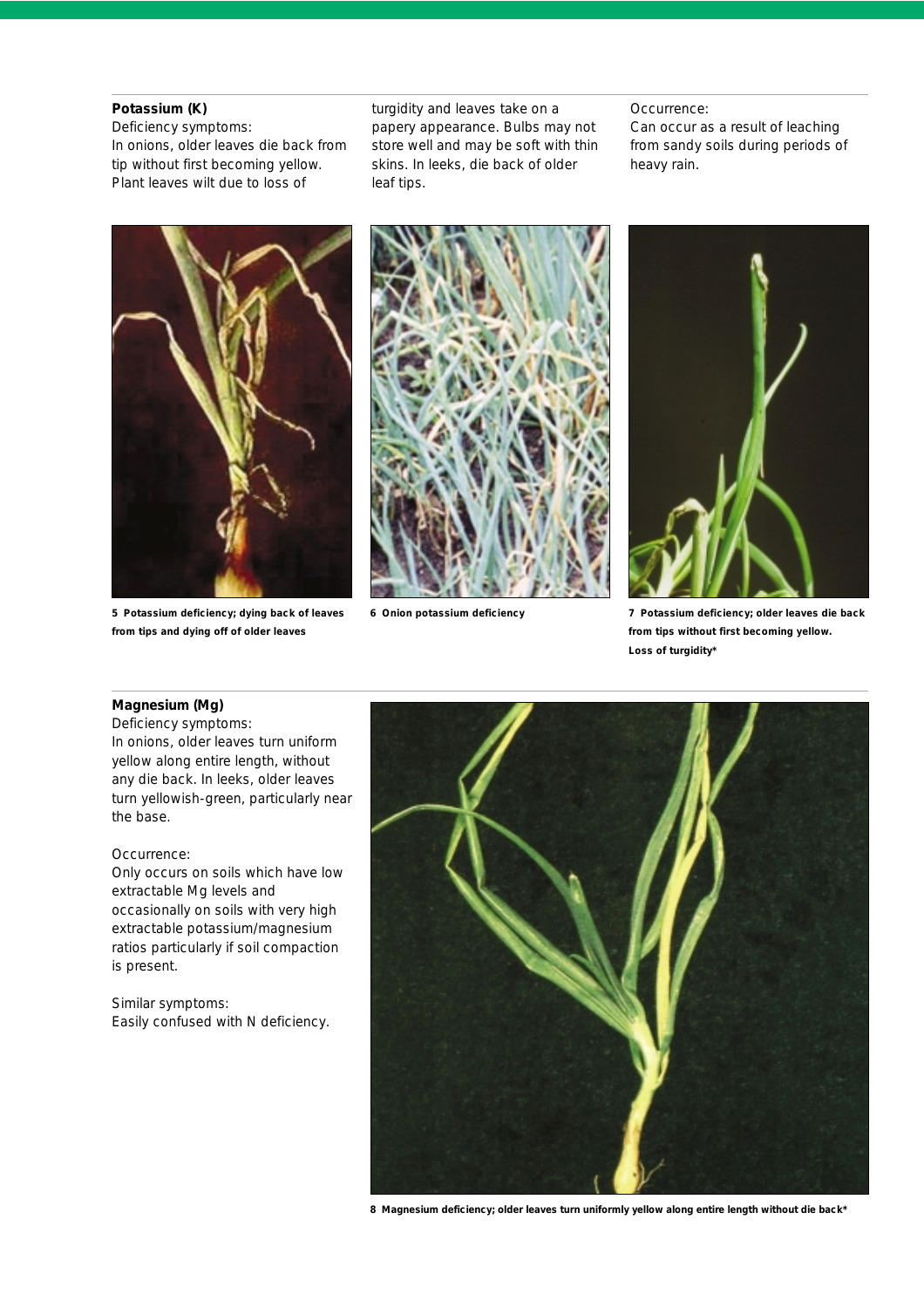## Potassium (K)

Deficiency symptoms:
In onions, older leaves die back from tip without first becoming yellow. Plant leaves wilt due to loss of turgidity and leaves take on a papery appearance. Bulbs may not store well and may be soft with thin skins. In leeks, die back of older leaf tips.

Occurrence:
Can occur as a result of leaching from sandy soils during periods of heavy rain.

**5 Potassium deficiency; dying back of leaves from tips and dying off of older leaves**

**6 Onion potassium deficiency**

**7 Potassium deficiency; older leaves die back from tips without first becoming yellow. Loss of turgidity***

## Magnesium (Mg)

Deficiency symptoms:
In onions, older leaves turn uniform yellow along entire length, without any die back. In leeks, older leaves turn yellowish-green, particularly near the base.

Occurrence:
Only occurs on soils which have low extractable Mg levels and occasionally on soils with very high extractable potassium/magnesium ratios particularly if soil compaction is present.

Similar symptoms:
Easily confused with N deficiency.

**8 Magnesium deficiency; older leaves turn uniformly yellow along entire length without die back***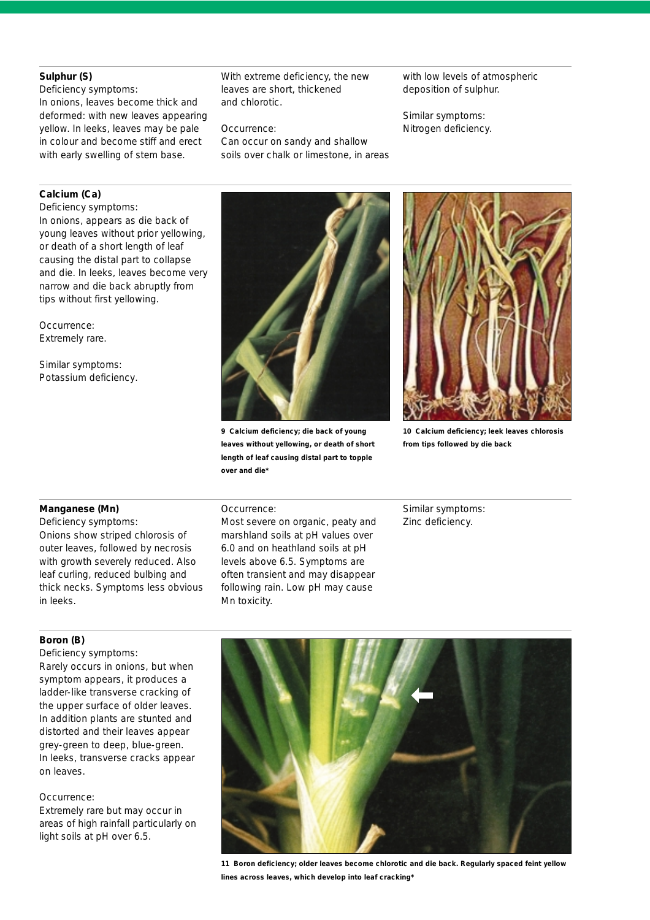**Sulphur (S)**

Deficiency symptoms:
In onions, leaves become thick and deformed: with new leaves appearing yellow. In leeks, leaves may be pale in colour and become stiff and erect with early swelling of stem base.

With extreme deficiency, the new leaves are short, thickened and chlorotic.

Occurrence:
Can occur on sandy and shallow soils over chalk or limestone, in areas with low levels of atmospheric deposition of sulphur.

Similar symptoms:
Nitrogen deficiency.

**Calcium (Ca)**

Deficiency symptoms:
In onions, appears as die back of young leaves without prior yellowing, or death of a short length of leaf causing the distal part to collapse and die. In leeks, leaves become very narrow and die back abruptly from tips without first yellowing.

Occurrence:
Extremely rare.

Similar symptoms:
Potassium deficiency.

**9 Calcium deficiency; die back of young leaves without yellowing, or death of short length of leaf causing distal part to topple over and die***

**10 Calcium deficiency; leek leaves chlorosis from tips followed by die back**

**Manganese (Mn)**

Deficiency symptoms:
Onions show striped chlorosis of outer leaves, followed by necrosis with growth severely reduced. Also leaf curling, reduced bulbing and thick necks. Symptoms less obvious in leeks.

Occurrence:
Most severe on organic, peaty and marshland soils at pH values over 6.0 and on heathland soils at pH levels above 6.5. Symptoms are often transient and may disappear following rain. Low pH may cause Mn toxicity.

Similar symptoms:
Zinc deficiency.

**Boron (B)**

Deficiency symptoms:
Rarely occurs in onions, but when symptom appears, it produces a ladder-like transverse cracking of the upper surface of older leaves. In addition plants are stunted and distorted and their leaves appear grey-green to deep, blue-green. In leeks, transverse cracks appear on leaves.

Occurrence:
Extremely rare but may occur in areas of high rainfall particularly on light soils at pH over 6.5.

**11 Boron deficiency; older leaves become chlorotic and die back. Regularly spaced feint yellow lines across leaves, which develop into leaf cracking***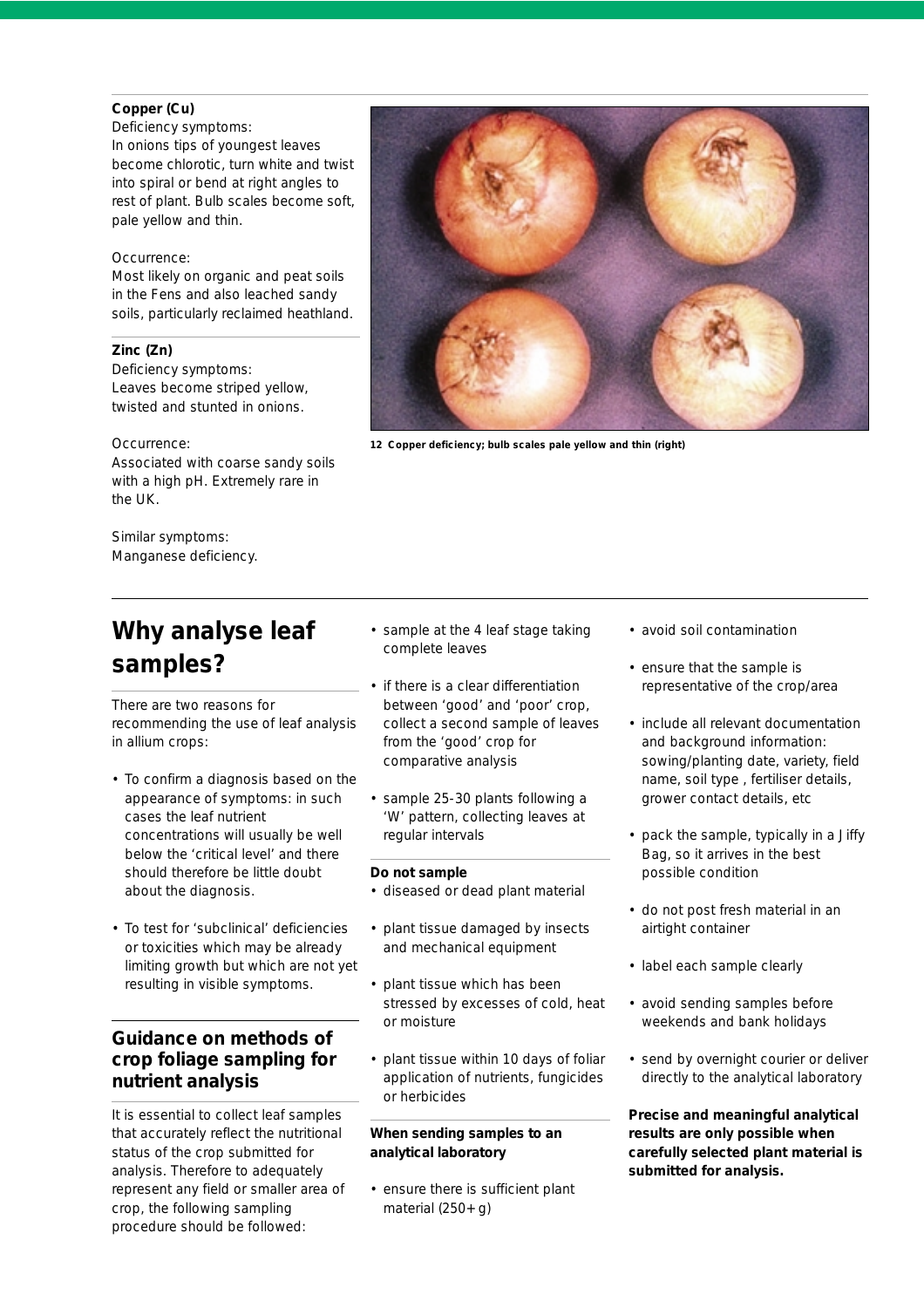**Copper (Cu)**

Deficiency symptoms:
In onions tips of youngest leaves become chlorotic, turn white and twist into spiral or bend at right angles to rest of plant. Bulb scales become soft, pale yellow and thin.

Occurrence:
Most likely on organic and peat soils in the Fens and also leached sandy soils, particularly reclaimed heathland.

**Zinc (Zn)**

Deficiency symptoms:
Leaves become striped yellow, twisted and stunted in onions.

Occurrence:
Associated with coarse sandy soils with a high pH. Extremely rare in the UK.

Similar symptoms:
Manganese deficiency.

**12 Copper deficiency; bulb scales pale yellow and thin (right)**

# Why analyse leaf samples?

There are two reasons for recommending the use of leaf analysis in allium crops:

- To confirm a diagnosis based on the appearance of symptoms: in such cases the leaf nutrient concentrations will usually be well below the 'critical level' and there should therefore be little doubt about the diagnosis.
- To test for 'subclinical' deficiencies or toxicities which may be already limiting growth but which are not yet resulting in visible symptoms.

## Guidance on methods of crop foliage sampling for nutrient analysis

It is essential to collect leaf samples that accurately reflect the nutritional status of the crop submitted for analysis. Therefore to adequately represent any field or smaller area of crop, the following sampling procedure should be followed:

- sample at the 4 leaf stage taking complete leaves
- if there is a clear differentiation between 'good' and 'poor' crop, collect a second sample of leaves from the 'good' crop for comparative analysis
- sample 25-30 plants following a 'W' pattern, collecting leaves at regular intervals

**Do not sample**

- diseased or dead plant material
- plant tissue damaged by insects and mechanical equipment
- plant tissue which has been stressed by excesses of cold, heat or moisture
- plant tissue within 10 days of foliar application of nutrients, fungicides or herbicides

**When sending samples to an analytical laboratory**

- ensure there is sufficient plant material (250+ g)
- avoid soil contamination
- ensure that the sample is representative of the crop/area
- include all relevant documentation and background information: sowing/planting date, variety, field name, soil type , fertiliser details, grower contact details, etc
- pack the sample, typically in a Jiffy Bag, so it arrives in the best possible condition
- do not post fresh material in an airtight container
- label each sample clearly
- avoid sending samples before weekends and bank holidays
- send by overnight courier or deliver directly to the analytical laboratory

**Precise and meaningful analytical results are only possible when carefully selected plant material is submitted for analysis.**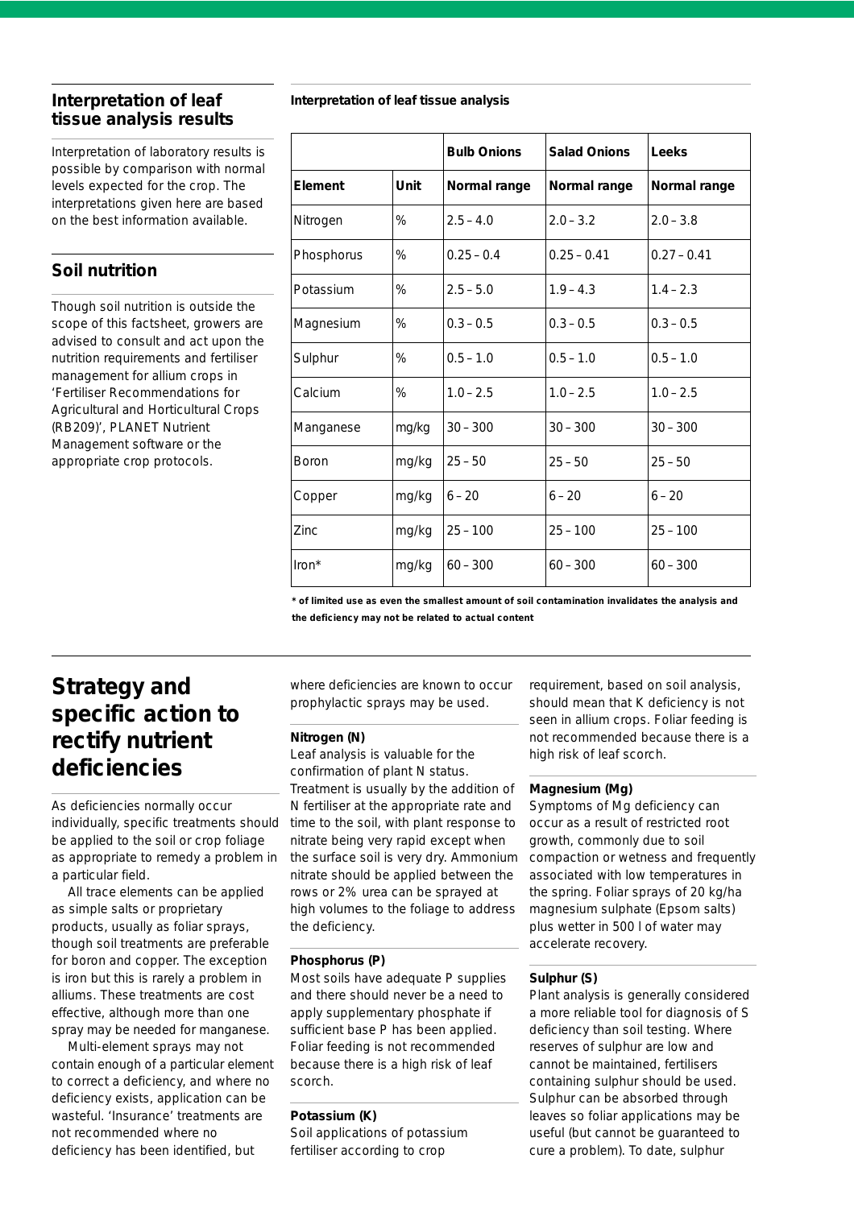## Interpretation of leaf tissue analysis results

Interpretation of laboratory results is possible by comparison with normal levels expected for the crop. The interpretations given here are based on the best information available.

## Soil nutrition

Though soil nutrition is outside the scope of this factsheet, growers are advised to consult and act upon the nutrition requirements and fertiliser management for allium crops in 'Fertiliser Recommendations for Agricultural and Horticultural Crops (RB209)', PLANET Nutrient Management software or the appropriate crop protocols.

**Interpretation of leaf tissue analysis**

| | | Bulb Onions | Salad Onions | Leeks |
|---|---|---|---|---|
| **Element** | **Unit** | **Normal range** | **Normal range** | **Normal range** |
| Nitrogen | % | 2.5 – 4.0 | 2.0 – 3.2 | 2.0 – 3.8 |
| Phosphorus | % | 0.25 – 0.4 | 0.25 – 0.41 | 0.27 – 0.41 |
| Potassium | % | 2.5 – 5.0 | 1.9 – 4.3 | 1.4 – 2.3 |
| Magnesium | % | 0.3 – 0.5 | 0.3 – 0.5 | 0.3 – 0.5 |
| Sulphur | % | 0.5 – 1.0 | 0.5 – 1.0 | 0.5 – 1.0 |
| Calcium | % | 1.0 – 2.5 | 1.0 – 2.5 | 1.0 – 2.5 |
| Manganese | mg/kg | 30 – 300 | 30 – 300 | 30 – 300 |
| Boron | mg/kg | 25 – 50 | 25 – 50 | 25 – 50 |
| Copper | mg/kg | 6 – 20 | 6 – 20 | 6 – 20 |
| Zinc | mg/kg | 25 – 100 | 25 – 100 | 25 – 100 |
| Iron* | mg/kg | 60 – 300 | 60 – 300 | 60 – 300 |

**\* of limited use as even the smallest amount of soil contamination invalidates the analysis and the deficiency may not be related to actual content**

# Strategy and specific action to rectify nutrient deficiencies

As deficiencies normally occur individually, specific treatments should be applied to the soil or crop foliage as appropriate to remedy a problem in a particular field.

All trace elements can be applied as simple salts or proprietary products, usually as foliar sprays, though soil treatments are preferable for boron and copper. The exception is iron but this is rarely a problem in alliums. These treatments are cost effective, although more than one spray may be needed for manganese.

Multi-element sprays may not contain enough of a particular element to correct a deficiency, and where no deficiency exists, application can be wasteful. 'Insurance' treatments are not recommended where no deficiency has been identified, but where deficiencies are known to occur prophylactic sprays may be used.

### Nitrogen (N)

Leaf analysis is valuable for the confirmation of plant N status. Treatment is usually by the addition of N fertiliser at the appropriate rate and time to the soil, with plant response to nitrate being very rapid except when the surface soil is very dry. Ammonium nitrate should be applied between the rows or 2% urea can be sprayed at high volumes to the foliage to address the deficiency.

### Phosphorus (P)

Most soils have adequate P supplies and there should never be a need to apply supplementary phosphate if sufficient base P has been applied. Foliar feeding is not recommended because there is a high risk of leaf scorch.

### Potassium (K)

Soil applications of potassium fertiliser according to crop requirement, based on soil analysis, should mean that K deficiency is not seen in allium crops. Foliar feeding is not recommended because there is a high risk of leaf scorch.

### Magnesium (Mg)

Symptoms of Mg deficiency can occur as a result of restricted root growth, commonly due to soil compaction or wetness and frequently associated with low temperatures in the spring. Foliar sprays of 20 kg/ha magnesium sulphate (Epsom salts) plus wetter in 500 l of water may accelerate recovery.

### Sulphur (S)

Plant analysis is generally considered a more reliable tool for diagnosis of S deficiency than soil testing. Where reserves of sulphur are low and cannot be maintained, fertilisers containing sulphur should be used. Sulphur can be absorbed through leaves so foliar applications may be useful (but cannot be guaranteed to cure a problem). To date, sulphur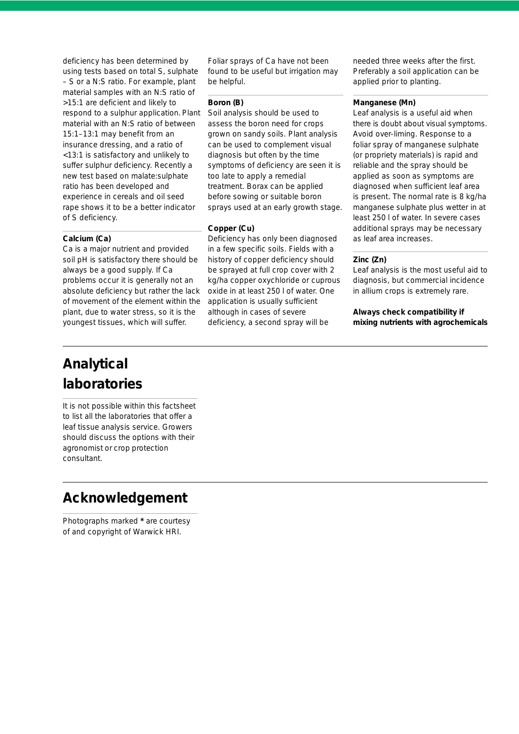deficiency has been determined by using tests based on total S, sulphate – S or a N:S ratio. For example, plant material samples with an N:S ratio of >15:1 are deficient and likely to respond to a sulphur application. Plant material with an N:S ratio of between 15:1–13:1 may benefit from an insurance dressing, and a ratio of <13:1 is satisfactory and unlikely to suffer sulphur deficiency. Recently a new test based on malate:sulphate ratio has been developed and experience in cereals and oil seed rape shows it to be a better indicator of S deficiency.

**Calcium (Ca)**

Ca is a major nutrient and provided soil pH is satisfactory there should be always be a good supply. If Ca problems occur it is generally not an absolute deficiency but rather the lack of movement of the element within the plant, due to water stress, so it is the youngest tissues, which will suffer.

Foliar sprays of Ca have not been found to be useful but irrigation may be helpful.

**Boron (B)**

Soil analysis should be used to assess the boron need for crops grown on sandy soils. Plant analysis can be used to complement visual diagnosis but often by the time symptoms of deficiency are seen it is too late to apply a remedial treatment. Borax can be applied before sowing or suitable boron sprays used at an early growth stage.

**Copper (Cu)**

Deficiency has only been diagnosed in a few specific soils. Fields with a history of copper deficiency should be sprayed at full crop cover with 2 kg/ha copper oxychloride or cuprous oxide in at least 250 l of water. One application is usually sufficient although in cases of severe deficiency, a second spray will be needed three weeks after the first. Preferably a soil application can be applied prior to planting.

**Manganese (Mn)**

Leaf analysis is a useful aid when there is doubt about visual symptoms. Avoid over-liming. Response to a foliar spray of manganese sulphate (or propriety materials) is rapid and reliable and the spray should be applied as soon as symptoms are diagnosed when sufficient leaf area is present. The normal rate is 8 kg/ha manganese sulphate plus wetter in at least 250 l of water. In severe cases additional sprays may be necessary as leaf area increases.

**Zinc (Zn)**

Leaf analysis is the most useful aid to diagnosis, but commercial incidence in allium crops is extremely rare.

**Always check compatibility if mixing nutrients with agrochemicals**

## Analytical laboratories

It is not possible within this factsheet to list all the laboratories that offer a leaf tissue analysis service. Growers should discuss the options with their agronomist or crop protection consultant.

## Acknowledgement

Photographs marked * are courtesy of and copyright of Warwick HRI.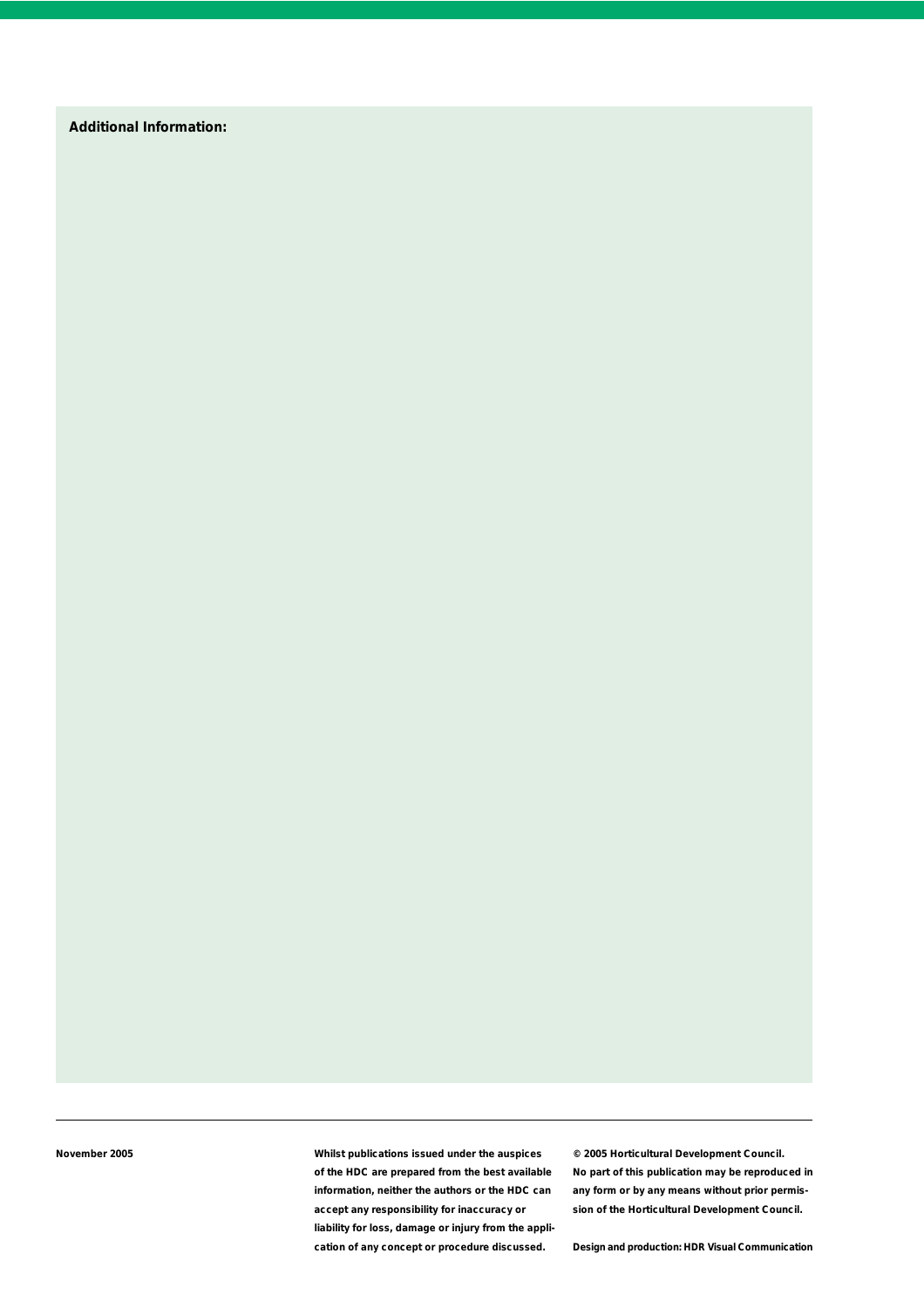**Additional Information:**

November 2005

Whilst publications issued under the auspices of the HDC are prepared from the best available information, neither the authors or the HDC can accept any responsibility for inaccuracy or liability for loss, damage or injury from the application of any concept or procedure discussed.

© 2005 Horticultural Development Council. No part of this publication may be reproduced in any form or by any means without prior permission of the Horticultural Development Council.

Design and production: HDR Visual Communication